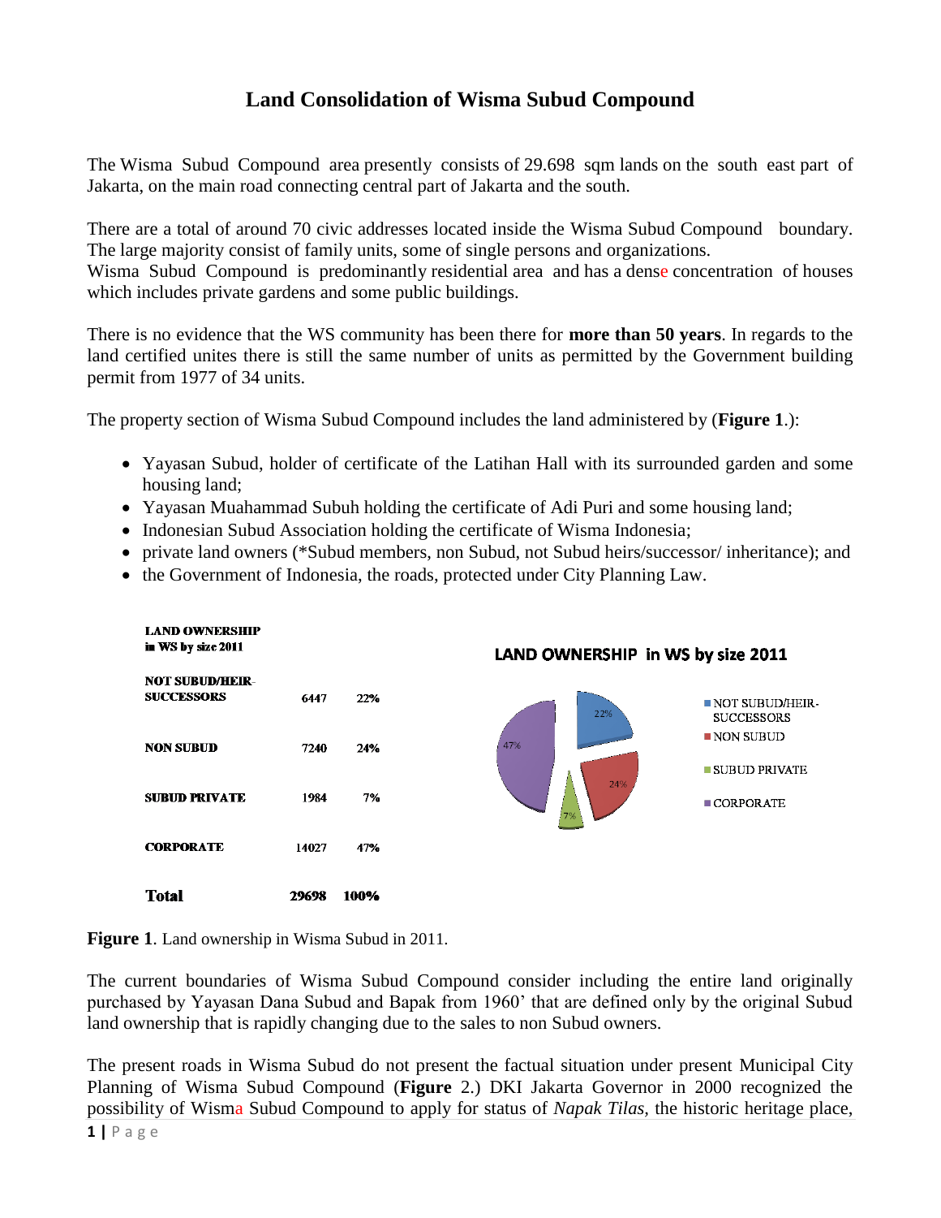# Land Consolidation of Wisma Subud Compound

The Wisma Subud Compound area presently consists of 29.698 sqm lands on the south east part of Jakarta, on the main road connecting central part of Jakarta and the south.

There are a total of around 70 civic addresses located inside the Wisma Subud Compound boundary. The large majority consist of family units, some of single persons and organizations.
Wisma Subud Compound is predominantly residential area and has a dense concentration of houses which includes private gardens and some public buildings.

There is no evidence that the WS community has been there for **more than 50 years**. In regards to the land certified unites there is still the same number of units as permitted by the Government building permit from 1977 of 34 units.

The property section of Wisma Subud Compound includes the land administered by (**Figure 1**.):

- Yayasan Subud, holder of certificate of the Latihan Hall with its surrounded garden and some housing land;
- Yayasan Muahammad Subuh holding the certificate of Adi Puri and some housing land;
- Indonesian Subud Association holding the certificate of Wisma Indonesia;
- private land owners (*Subud members, non Subud, not Subud heirs/successor/ inheritance); and
- the Government of Indonesia, the roads, protected under City Planning Law.

| LAND OWNERSHIP in WS by size 2011 | | |
|---|---|---|
| NOT SUBUD/HEIR-SUCCESSORS | 6447 | 22% |
| NON SUBUD | 7240 | 24% |
| SUBUD PRIVATE | 1984 | 7% |
| CORPORATE | 14027 | 47% |
| **Total** | **29698** | **100%** |

LAND OWNERSHIP in WS by size 2011

- NOT SUBUD/HEIR-SUCCESSORS: 22%
- NON SUBUD: 24%
- SUBUD PRIVATE: 7%
- CORPORATE: 47%

**Figure 1**. Land ownership in Wisma Subud in 2011.

The current boundaries of Wisma Subud Compound consider including the entire land originally purchased by Yayasan Dana Subud and Bapak from 1960' that are defined only by the original Subud land ownership that is rapidly changing due to the sales to non Subud owners.

The present roads in Wisma Subud do not present the factual situation under present Municipal City Planning of Wisma Subud Compound (**Figure** 2.) DKI Jakarta Governor in 2000 recognized the possibility of Wisma Subud Compound to apply for status of *Napak Tilas*, the historic heritage place,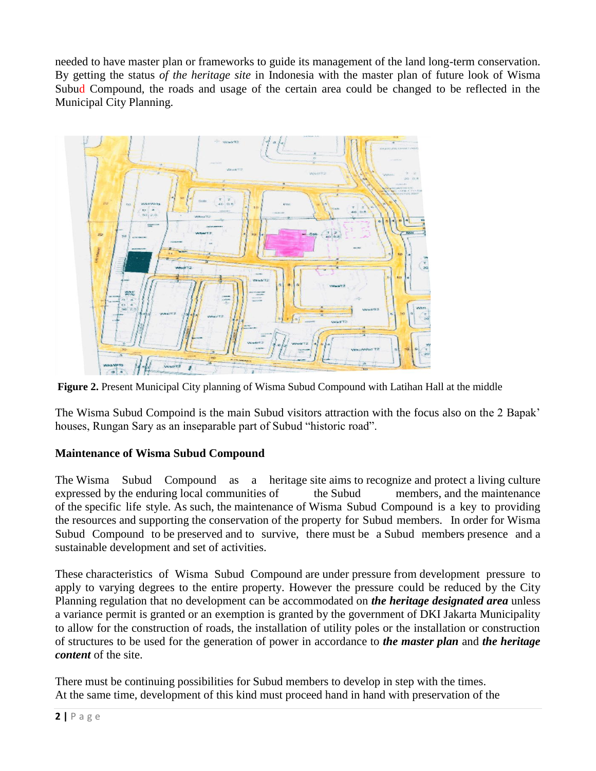needed to have master plan or frameworks to guide its management of the land long-term conservation. By getting the status *of the heritage site* in Indonesia with the master plan of future look of Wisma Subud Compound, the roads and usage of the certain area could be changed to be reflected in the Municipal City Planning.

**Figure 2.** Present Municipal City planning of Wisma Subud Compound with Latihan Hall at the middle

The Wisma Subud Compoind is the main Subud visitors attraction with the focus also on the 2 Bapak' houses, Rungan Sary as an inseparable part of Subud "historic road".

**Maintenance of Wisma Subud Compound**

The Wisma Subud Compound as a heritage site aims to recognize and protect a living culture expressed by the enduring local communities of the Subud members, and the maintenance of the specific life style. As such, the maintenance of Wisma Subud Compound is a key to providing the resources and supporting the conservation of the property for Subud members. In order for Wisma Subud Compound to be preserved and to survive, there must be a Subud members presence and a sustainable development and set of activities.

These characteristics of Wisma Subud Compound are under pressure from development pressure to apply to varying degrees to the entire property. However the pressure could be reduced by the City Planning regulation that no development can be accommodated on ***the heritage designated area*** unless a variance permit is granted or an exemption is granted by the government of DKI Jakarta Municipality to allow for the construction of roads, the installation of utility poles or the installation or construction of structures to be used for the generation of power in accordance to ***the master plan*** and ***the heritage content*** of the site.

There must be continuing possibilities for Subud members to develop in step with the times. At the same time, development of this kind must proceed hand in hand with preservation of the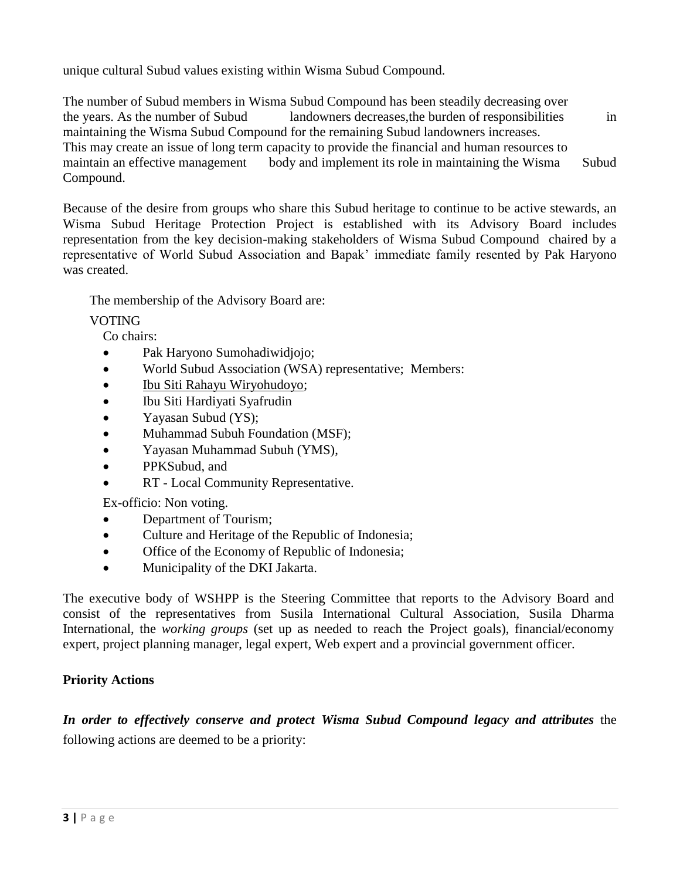unique cultural Subud values existing within Wisma Subud Compound.

The number of Subud members in Wisma Subud Compound has been steadily decreasing over the years. As the number of Subud landowners decreases,the burden of responsibilities in maintaining the Wisma Subud Compound for the remaining Subud landowners increases. This may create an issue of long term capacity to provide the financial and human resources to maintain an effective management body and implement its role in maintaining the Wisma Subud Compound.

Because of the desire from groups who share this Subud heritage to continue to be active stewards, an Wisma Subud Heritage Protection Project is established with its Advisory Board includes representation from the key decision-making stakeholders of Wisma Subud Compound chaired by a representative of World Subud Association and Bapak' immediate family resented by Pak Haryono was created.

The membership of the Advisory Board are:

VOTING

Co chairs:

- Pak Haryono Sumohadiwidjojo;
- World Subud Association (WSA) representative; Members:
- Ibu Siti Rahayu Wiryohudoyo;
- Ibu Siti Hardiyati Syafrudin
- Yayasan Subud (YS);
- Muhammad Subuh Foundation (MSF);
- Yayasan Muhammad Subuh (YMS),
- PPKSubud, and
- RT - Local Community Representative.

Ex-officio: Non voting.

- Department of Tourism;
- Culture and Heritage of the Republic of Indonesia;
- Office of the Economy of Republic of Indonesia;
- Municipality of the DKI Jakarta.

The executive body of WSHPP is the Steering Committee that reports to the Advisory Board and consist of the representatives from Susila International Cultural Association, Susila Dharma International, the *working groups* (set up as needed to reach the Project goals), financial/economy expert, project planning manager, legal expert, Web expert and a provincial government officer.

**Priority Actions**

***In order to effectively conserve and protect Wisma Subud Compound legacy and attributes*** the following actions are deemed to be a priority: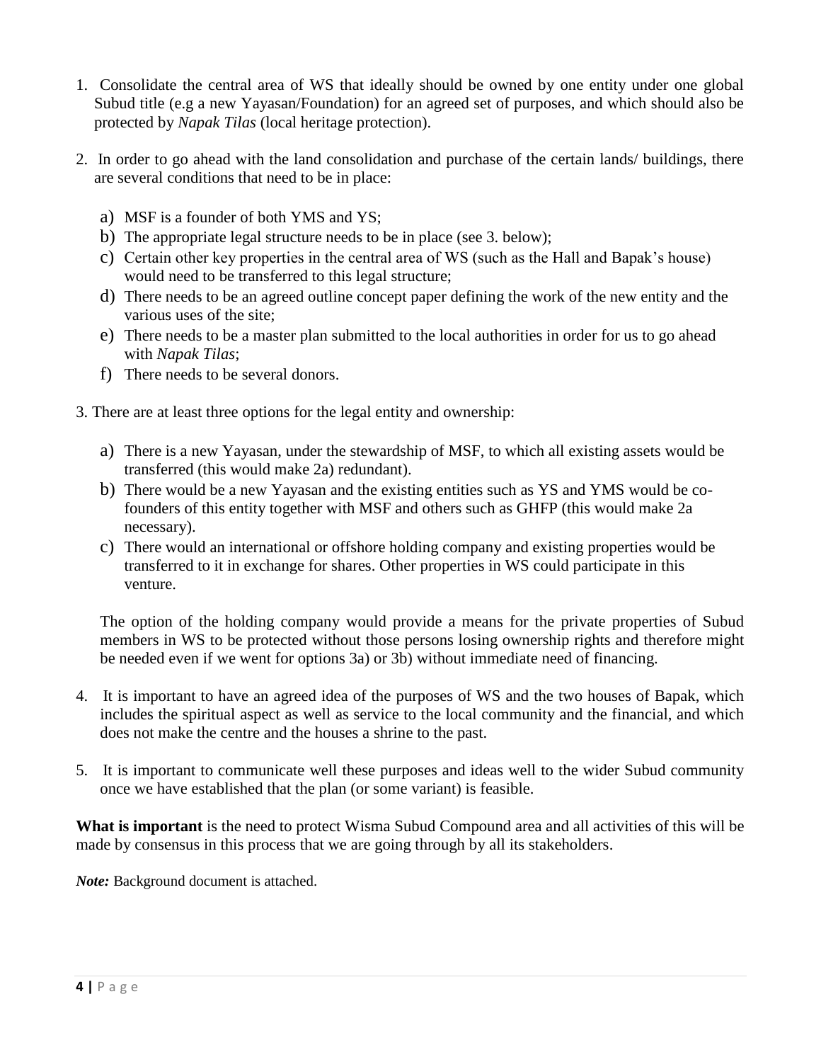1. Consolidate the central area of WS that ideally should be owned by one entity under one global Subud title (e.g a new Yayasan/Foundation) for an agreed set of purposes, and which should also be protected by *Napak Tilas* (local heritage protection).

2. In order to go ahead with the land consolidation and purchase of the certain lands/ buildings, there are several conditions that need to be in place:

   a) MSF is a founder of both YMS and YS;
   b) The appropriate legal structure needs to be in place (see 3. below);
   c) Certain other key properties in the central area of WS (such as the Hall and Bapak's house) would need to be transferred to this legal structure;
   d) There needs to be an agreed outline concept paper defining the work of the new entity and the various uses of the site;
   e) There needs to be a master plan submitted to the local authorities in order for us to go ahead with *Napak Tilas*;
   f) There needs to be several donors.

3. There are at least three options for the legal entity and ownership:

   a) There is a new Yayasan, under the stewardship of MSF, to which all existing assets would be transferred (this would make 2a) redundant).
   b) There would be a new Yayasan and the existing entities such as YS and YMS would be co-founders of this entity together with MSF and others such as GHFP (this would make 2a necessary).
   c) There would an international or offshore holding company and existing properties would be transferred to it in exchange for shares. Other properties in WS could participate in this venture.

   The option of the holding company would provide a means for the private properties of Subud members in WS to be protected without those persons losing ownership rights and therefore might be needed even if we went for options 3a) or 3b) without immediate need of financing.

4. It is important to have an agreed idea of the purposes of WS and the two houses of Bapak, which includes the spiritual aspect as well as service to the local community and the financial, and which does not make the centre and the houses a shrine to the past.

5. It is important to communicate well these purposes and ideas well to the wider Subud community once we have established that the plan (or some variant) is feasible.

**What is important** is the need to protect Wisma Subud Compound area and all activities of this will be made by consensus in this process that we are going through by all its stakeholders.

***Note:*** Background document is attached.